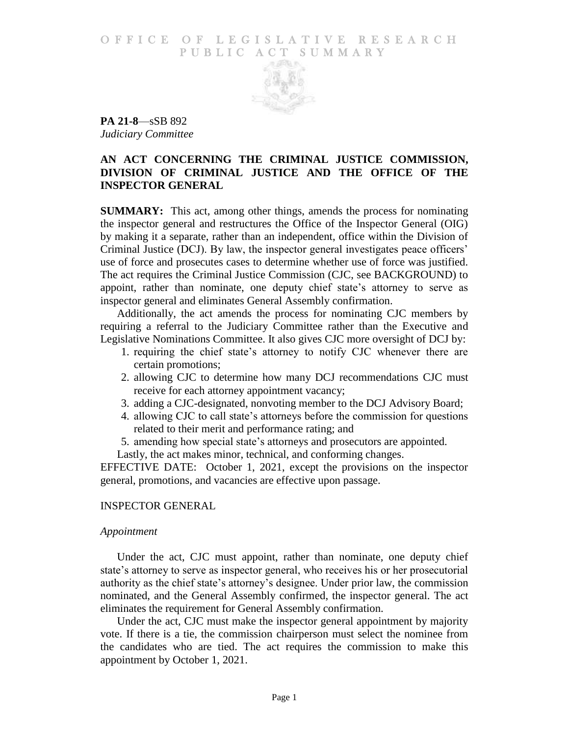# OFFICE OF LEGISLATIVE RESEARCH PUBLIC ACT SUMMARY

**PA 21-8**—sSB 892
*Judiciary Committee*

## AN ACT CONCERNING THE CRIMINAL JUSTICE COMMISSION, DIVISION OF CRIMINAL JUSTICE AND THE OFFICE OF THE INSPECTOR GENERAL

**SUMMARY:** This act, among other things, amends the process for nominating the inspector general and restructures the Office of the Inspector General (OIG) by making it a separate, rather than an independent, office within the Division of Criminal Justice (DCJ). By law, the inspector general investigates peace officers' use of force and prosecutes cases to determine whether use of force was justified. The act requires the Criminal Justice Commission (CJC, see BACKGROUND) to appoint, rather than nominate, one deputy chief state's attorney to serve as inspector general and eliminates General Assembly confirmation.

Additionally, the act amends the process for nominating CJC members by requiring a referral to the Judiciary Committee rather than the Executive and Legislative Nominations Committee. It also gives CJC more oversight of DCJ by:

1. requiring the chief state's attorney to notify CJC whenever there are certain promotions;
2. allowing CJC to determine how many DCJ recommendations CJC must receive for each attorney appointment vacancy;
3. adding a CJC-designated, nonvoting member to the DCJ Advisory Board;
4. allowing CJC to call state's attorneys before the commission for questions related to their merit and performance rating; and
5. amending how special state's attorneys and prosecutors are appointed.

Lastly, the act makes minor, technical, and conforming changes.

EFFECTIVE DATE: October 1, 2021, except the provisions on the inspector general, promotions, and vacancies are effective upon passage.

## INSPECTOR GENERAL

### *Appointment*

Under the act, CJC must appoint, rather than nominate, one deputy chief state's attorney to serve as inspector general, who receives his or her prosecutorial authority as the chief state's attorney's designee. Under prior law, the commission nominated, and the General Assembly confirmed, the inspector general. The act eliminates the requirement for General Assembly confirmation.

Under the act, CJC must make the inspector general appointment by majority vote. If there is a tie, the commission chairperson must select the nominee from the candidates who are tied. The act requires the commission to make this appointment by October 1, 2021.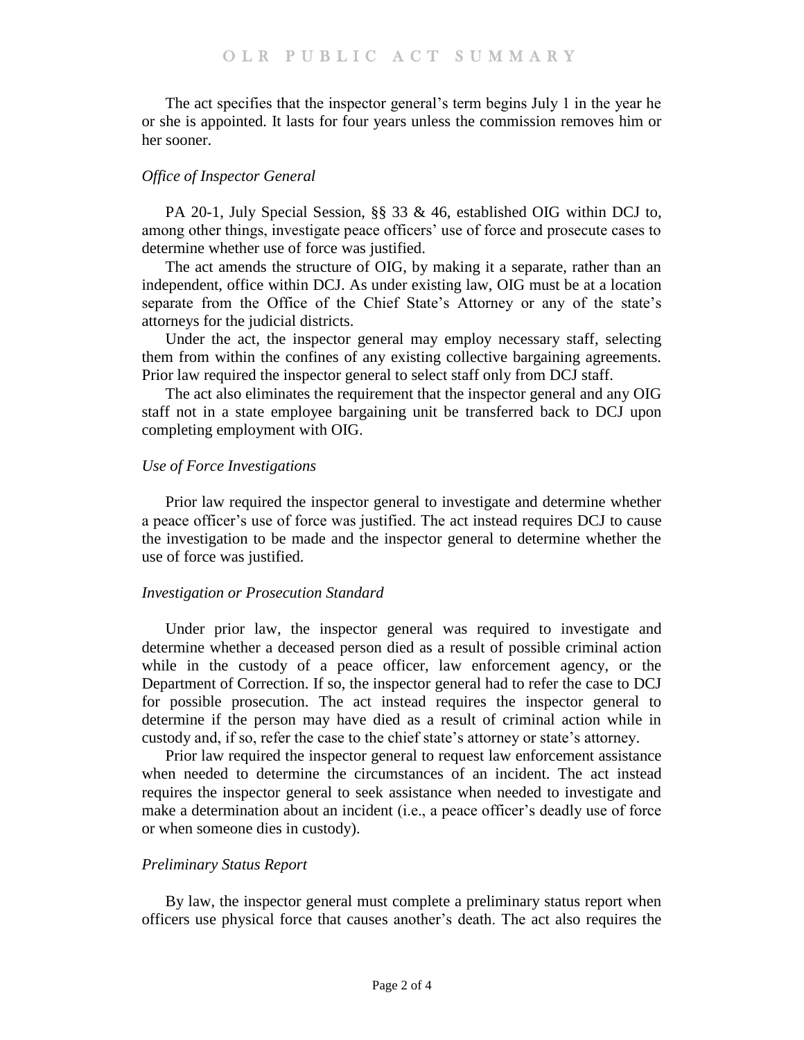The act specifies that the inspector general's term begins July 1 in the year he or she is appointed. It lasts for four years unless the commission removes him or her sooner.

### *Office of Inspector General*

PA 20-1, July Special Session, §§ 33 & 46, established OIG within DCJ to, among other things, investigate peace officers' use of force and prosecute cases to determine whether use of force was justified.

The act amends the structure of OIG, by making it a separate, rather than an independent, office within DCJ. As under existing law, OIG must be at a location separate from the Office of the Chief State's Attorney or any of the state's attorneys for the judicial districts.

Under the act, the inspector general may employ necessary staff, selecting them from within the confines of any existing collective bargaining agreements. Prior law required the inspector general to select staff only from DCJ staff.

The act also eliminates the requirement that the inspector general and any OIG staff not in a state employee bargaining unit be transferred back to DCJ upon completing employment with OIG.

### *Use of Force Investigations*

Prior law required the inspector general to investigate and determine whether a peace officer's use of force was justified. The act instead requires DCJ to cause the investigation to be made and the inspector general to determine whether the use of force was justified.

### *Investigation or Prosecution Standard*

Under prior law, the inspector general was required to investigate and determine whether a deceased person died as a result of possible criminal action while in the custody of a peace officer, law enforcement agency, or the Department of Correction. If so, the inspector general had to refer the case to DCJ for possible prosecution. The act instead requires the inspector general to determine if the person may have died as a result of criminal action while in custody and, if so, refer the case to the chief state's attorney or state's attorney.

Prior law required the inspector general to request law enforcement assistance when needed to determine the circumstances of an incident. The act instead requires the inspector general to seek assistance when needed to investigate and make a determination about an incident (i.e., a peace officer's deadly use of force or when someone dies in custody).

### *Preliminary Status Report*

By law, the inspector general must complete a preliminary status report when officers use physical force that causes another's death. The act also requires the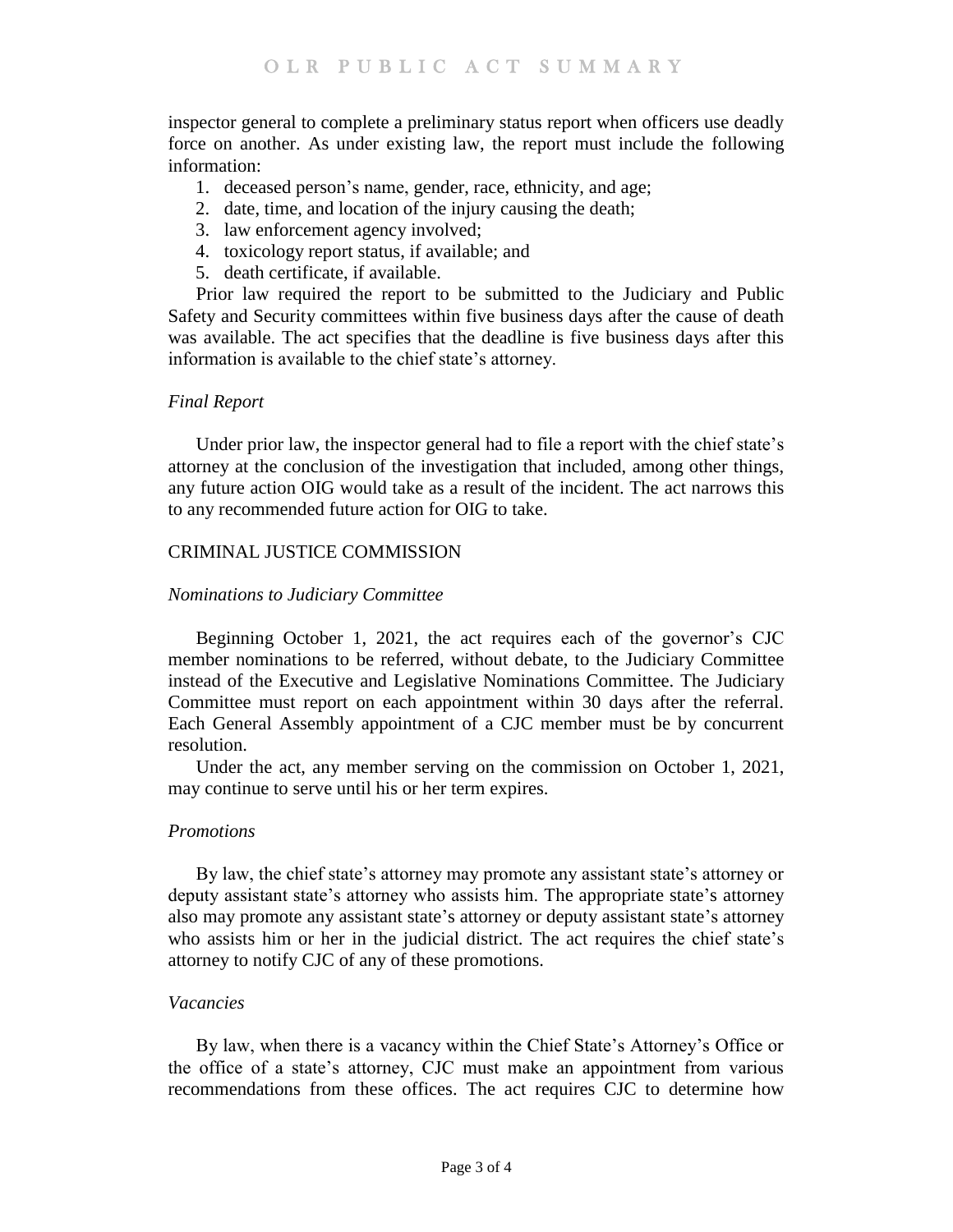inspector general to complete a preliminary status report when officers use deadly force on another. As under existing law, the report must include the following information:

1. deceased person's name, gender, race, ethnicity, and age;
2. date, time, and location of the injury causing the death;
3. law enforcement agency involved;
4. toxicology report status, if available; and
5. death certificate, if available.

Prior law required the report to be submitted to the Judiciary and Public Safety and Security committees within five business days after the cause of death was available. The act specifies that the deadline is five business days after this information is available to the chief state's attorney.

*Final Report*

Under prior law, the inspector general had to file a report with the chief state's attorney at the conclusion of the investigation that included, among other things, any future action OIG would take as a result of the incident. The act narrows this to any recommended future action for OIG to take.

CRIMINAL JUSTICE COMMISSION

*Nominations to Judiciary Committee*

Beginning October 1, 2021, the act requires each of the governor's CJC member nominations to be referred, without debate, to the Judiciary Committee instead of the Executive and Legislative Nominations Committee. The Judiciary Committee must report on each appointment within 30 days after the referral. Each General Assembly appointment of a CJC member must be by concurrent resolution.

Under the act, any member serving on the commission on October 1, 2021, may continue to serve until his or her term expires.

*Promotions*

By law, the chief state's attorney may promote any assistant state's attorney or deputy assistant state's attorney who assists him. The appropriate state's attorney also may promote any assistant state's attorney or deputy assistant state's attorney who assists him or her in the judicial district. The act requires the chief state's attorney to notify CJC of any of these promotions.

*Vacancies*

By law, when there is a vacancy within the Chief State's Attorney's Office or the office of a state's attorney, CJC must make an appointment from various recommendations from these offices. The act requires CJC to determine how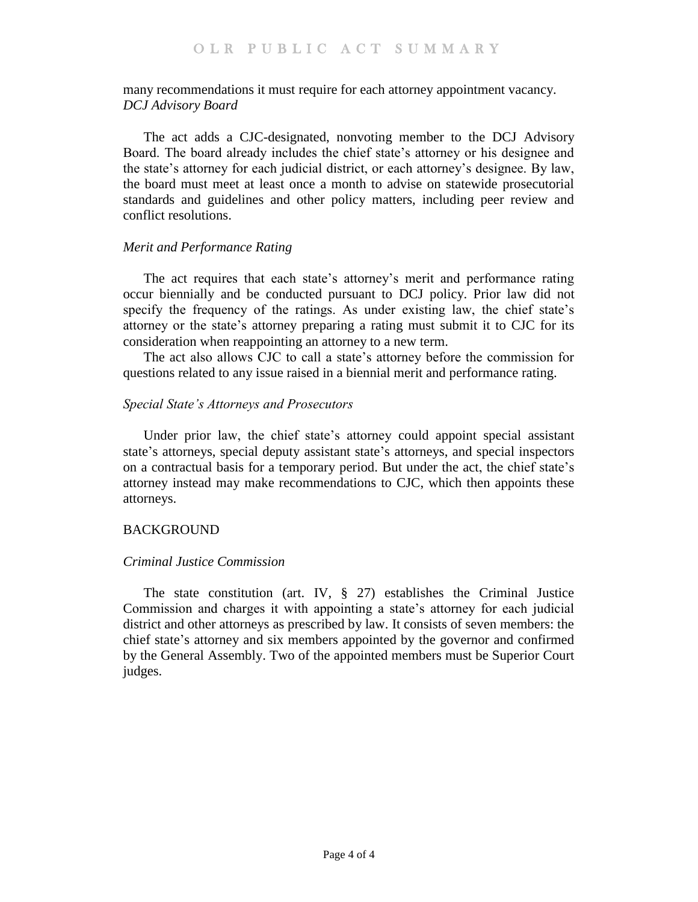many recommendations it must require for each attorney appointment vacancy.

*DCJ Advisory Board*

The act adds a CJC-designated, nonvoting member to the DCJ Advisory Board. The board already includes the chief state's attorney or his designee and the state's attorney for each judicial district, or each attorney's designee. By law, the board must meet at least once a month to advise on statewide prosecutorial standards and guidelines and other policy matters, including peer review and conflict resolutions.

*Merit and Performance Rating*

The act requires that each state's attorney's merit and performance rating occur biennially and be conducted pursuant to DCJ policy. Prior law did not specify the frequency of the ratings. As under existing law, the chief state's attorney or the state's attorney preparing a rating must submit it to CJC for its consideration when reappointing an attorney to a new term.

The act also allows CJC to call a state's attorney before the commission for questions related to any issue raised in a biennial merit and performance rating.

*Special State's Attorneys and Prosecutors*

Under prior law, the chief state's attorney could appoint special assistant state's attorneys, special deputy assistant state's attorneys, and special inspectors on a contractual basis for a temporary period. But under the act, the chief state's attorney instead may make recommendations to CJC, which then appoints these attorneys.

## BACKGROUND

*Criminal Justice Commission*

The state constitution (art. IV, § 27) establishes the Criminal Justice Commission and charges it with appointing a state's attorney for each judicial district and other attorneys as prescribed by law. It consists of seven members: the chief state's attorney and six members appointed by the governor and confirmed by the General Assembly. Two of the appointed members must be Superior Court judges.